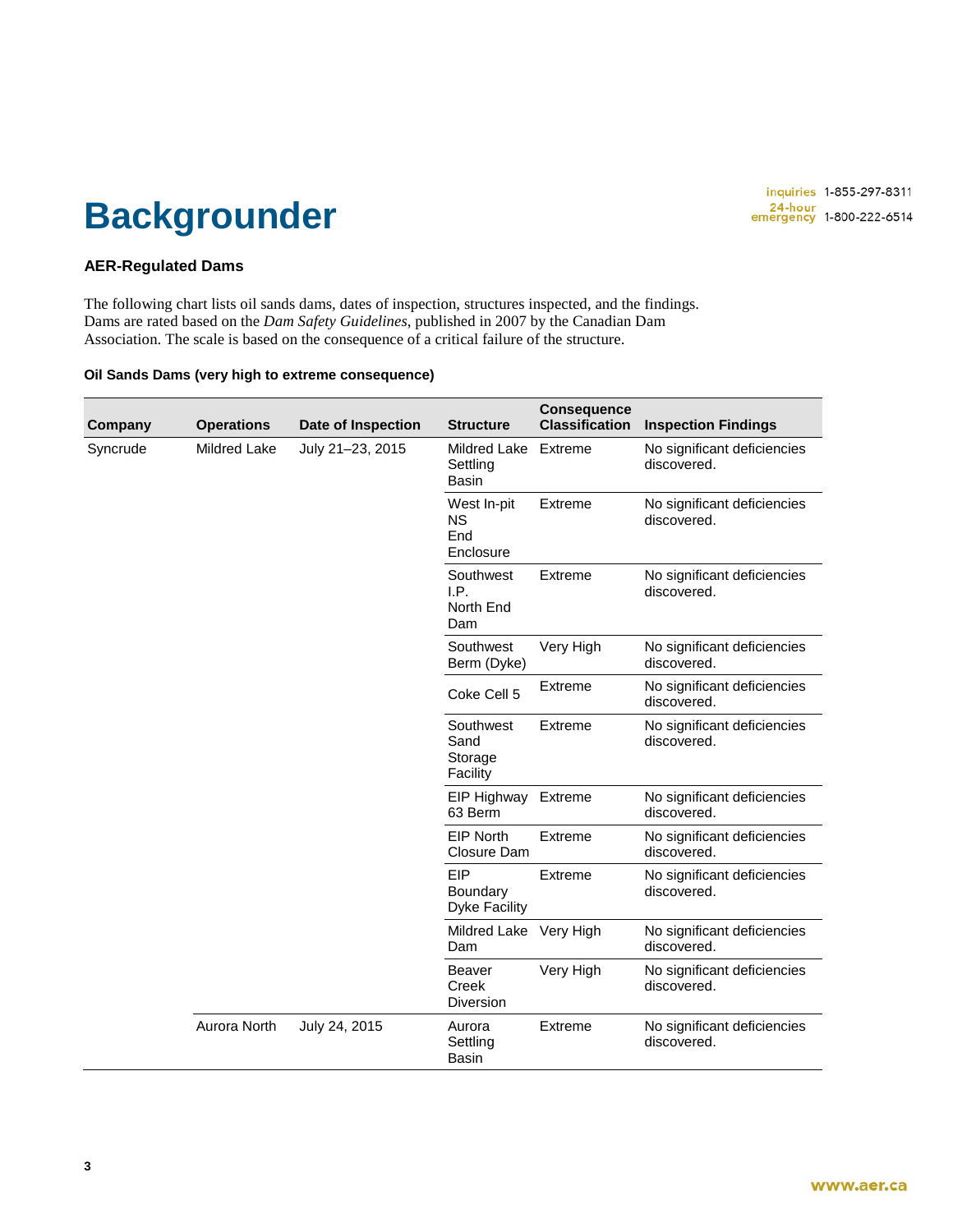# Backgrounder

inquiries 1-855-297-8311
24-hour emergency 1-800-222-6514

## AER-Regulated Dams

The following chart lists oil sands dams, dates of inspection, structures inspected, and the findings. Dams are rated based on the *Dam Safety Guidelines*, published in 2007 by the Canadian Dam Association. The scale is based on the consequence of a critical failure of the structure.

**Oil Sands Dams (very high to extreme consequence)**

| Company | Operations | Date of Inspection | Structure | Consequence Classification | Inspection Findings |
|---|---|---|---|---|---|
| Syncrude | Mildred Lake | July 21–23, 2015 | Mildred Lake Settling Basin | Extreme | No significant deficiencies discovered. |
| | | | West In-pit NS End Enclosure | Extreme | No significant deficiencies discovered. |
| | | | Southwest I.P. North End Dam | Extreme | No significant deficiencies discovered. |
| | | | Southwest Berm (Dyke) | Very High | No significant deficiencies discovered. |
| | | | Coke Cell 5 | Extreme | No significant deficiencies discovered. |
| | | | Southwest Sand Storage Facility | Extreme | No significant deficiencies discovered. |
| | | | EIP Highway 63 Berm | Extreme | No significant deficiencies discovered. |
| | | | EIP North Closure Dam | Extreme | No significant deficiencies discovered. |
| | | | EIP Boundary Dyke Facility | Extreme | No significant deficiencies discovered. |
| | | | Mildred Lake Dam | Very High | No significant deficiencies discovered. |
| | | | Beaver Creek Diversion | Very High | No significant deficiencies discovered. |
| | Aurora North | July 24, 2015 | Aurora Settling Basin | Extreme | No significant deficiencies discovered. |

www.aer.ca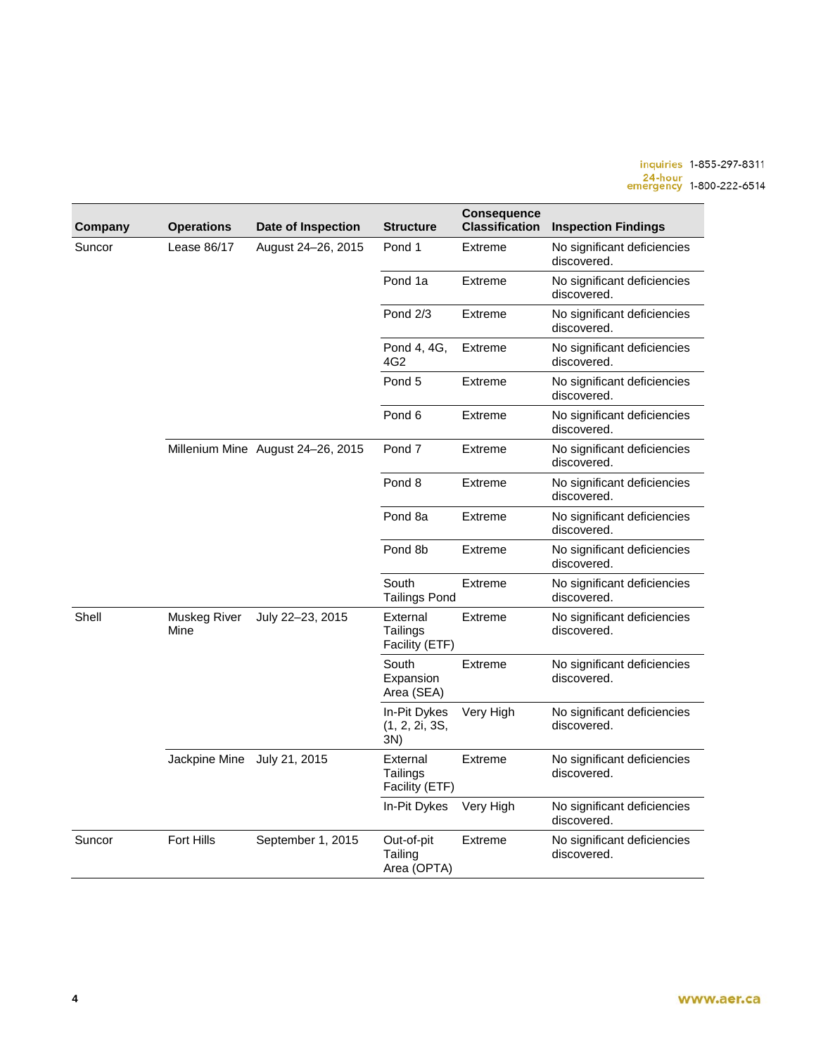| Company | Operations | Date of Inspection | Structure | Consequence Classification | Inspection Findings |
|---|---|---|---|---|---|
| Suncor | Lease 86/17 | August 24–26, 2015 | Pond 1 | Extreme | No significant deficiencies discovered. |
| | | | Pond 1a | Extreme | No significant deficiencies discovered. |
| | | | Pond 2/3 | Extreme | No significant deficiencies discovered. |
| | | | Pond 4, 4G, 4G2 | Extreme | No significant deficiencies discovered. |
| | | | Pond 5 | Extreme | No significant deficiencies discovered. |
| | | | Pond 6 | Extreme | No significant deficiencies discovered. |
| | Millenium Mine | August 24–26, 2015 | Pond 7 | Extreme | No significant deficiencies discovered. |
| | | | Pond 8 | Extreme | No significant deficiencies discovered. |
| | | | Pond 8a | Extreme | No significant deficiencies discovered. |
| | | | Pond 8b | Extreme | No significant deficiencies discovered. |
| | | | South Tailings Pond | Extreme | No significant deficiencies discovered. |
| Shell | Muskeg River Mine | July 22–23, 2015 | External Tailings Facility (ETF) | Extreme | No significant deficiencies discovered. |
| | | | South Expansion Area (SEA) | Extreme | No significant deficiencies discovered. |
| | | | In-Pit Dykes (1, 2, 2i, 3S, 3N) | Very High | No significant deficiencies discovered. |
| | Jackpine Mine | July 21, 2015 | External Tailings Facility (ETF) | Extreme | No significant deficiencies discovered. |
| | | | In-Pit Dykes | Very High | No significant deficiencies discovered. |
| Suncor | Fort Hills | September 1, 2015 | Out-of-pit Tailing Area (OPTA) | Extreme | No significant deficiencies discovered. |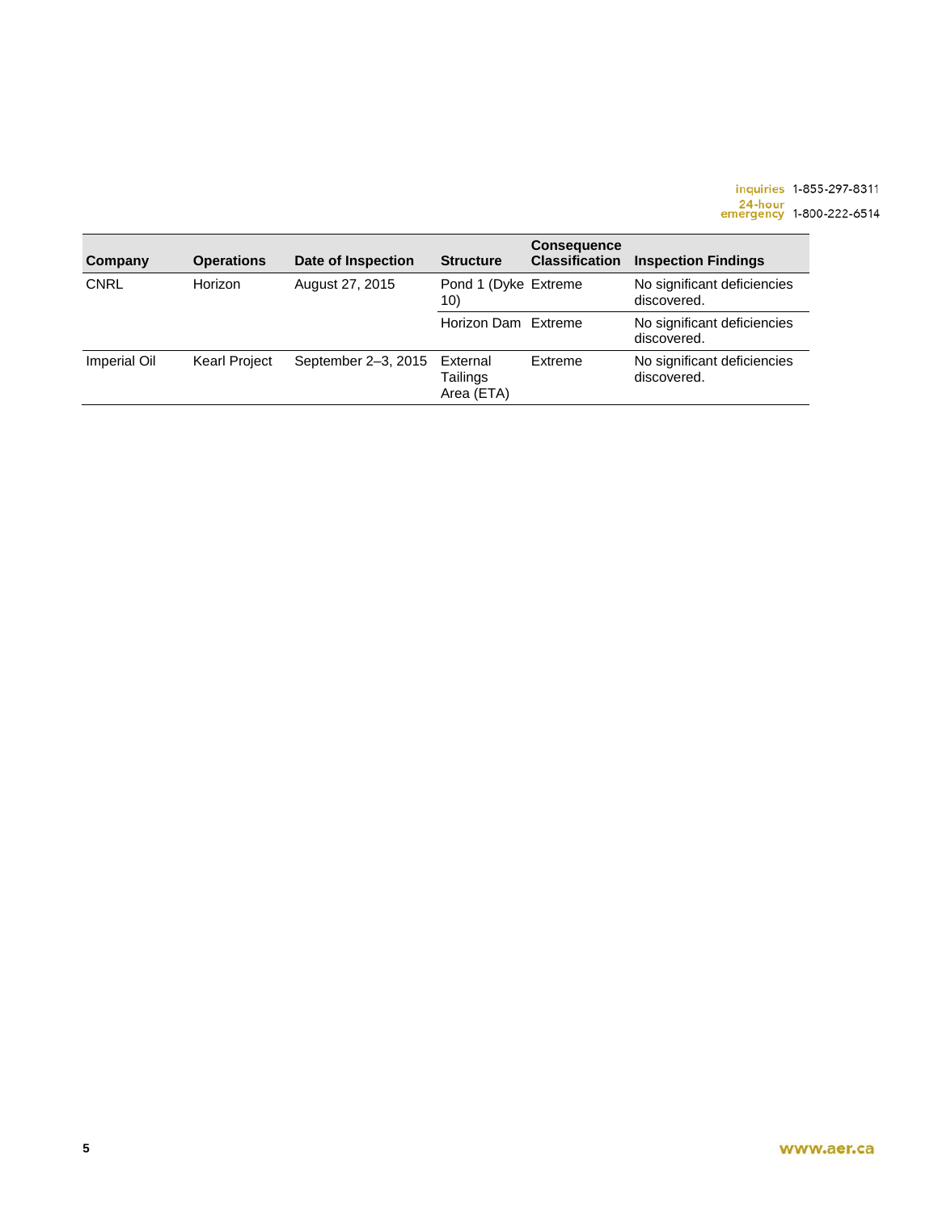| Company | Operations | Date of Inspection | Structure | Consequence Classification | Inspection Findings |
|---|---|---|---|---|---|
| CNRL | Horizon | August 27, 2015 | Pond 1 (Dyke 10) | Extreme | No significant deficiencies discovered. |
| | | | Horizon Dam | Extreme | No significant deficiencies discovered. |
| Imperial Oil | Kearl Project | September 2–3, 2015 | External Tailings Area (ETA) | Extreme | No significant deficiencies discovered. |